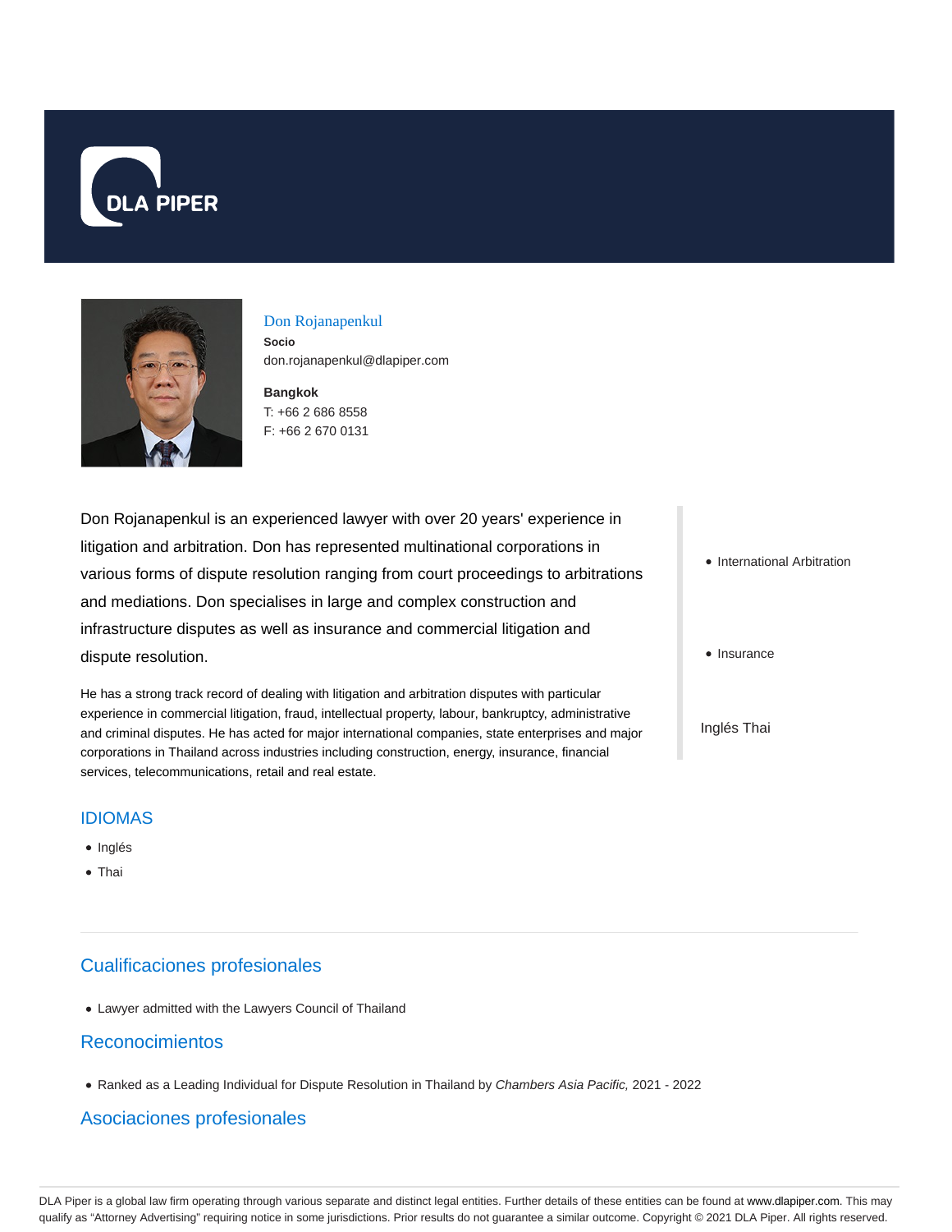DLA PIPER

## Don Rojanapenkul

**Socio**
don.rojanapenkul@dlapiper.com

**Bangkok**
T: +66 2 686 8558
F: +66 2 670 0131

Don Rojanapenkul is an experienced lawyer with over 20 years' experience in litigation and arbitration. Don has represented multinational corporations in various forms of dispute resolution ranging from court proceedings to arbitrations and mediations. Don specialises in large and complex construction and infrastructure disputes as well as insurance and commercial litigation and dispute resolution.

He has a strong track record of dealing with litigation and arbitration disputes with particular experience in commercial litigation, fraud, intellectual property, labour, bankruptcy, administrative and criminal disputes. He has acted for major international companies, state enterprises and major corporations in Thailand across industries including construction, energy, insurance, financial services, telecommunications, retail and real estate.

- International Arbitration
- Insurance

Inglés Thai

## IDIOMAS

- Inglés
- Thai

## Cualificaciones profesionales

- Lawyer admitted with the Lawyers Council of Thailand

## Reconocimientos

- Ranked as a Leading Individual for Dispute Resolution in Thailand by *Chambers Asia Pacific,* 2021 - 2022

## Asociaciones profesionales

DLA Piper is a global law firm operating through various separate and distinct legal entities. Further details of these entities can be found at www.dlapiper.com. This may qualify as "Attorney Advertising" requiring notice in some jurisdictions. Prior results do not guarantee a similar outcome. Copyright © 2021 DLA Piper. All rights reserved.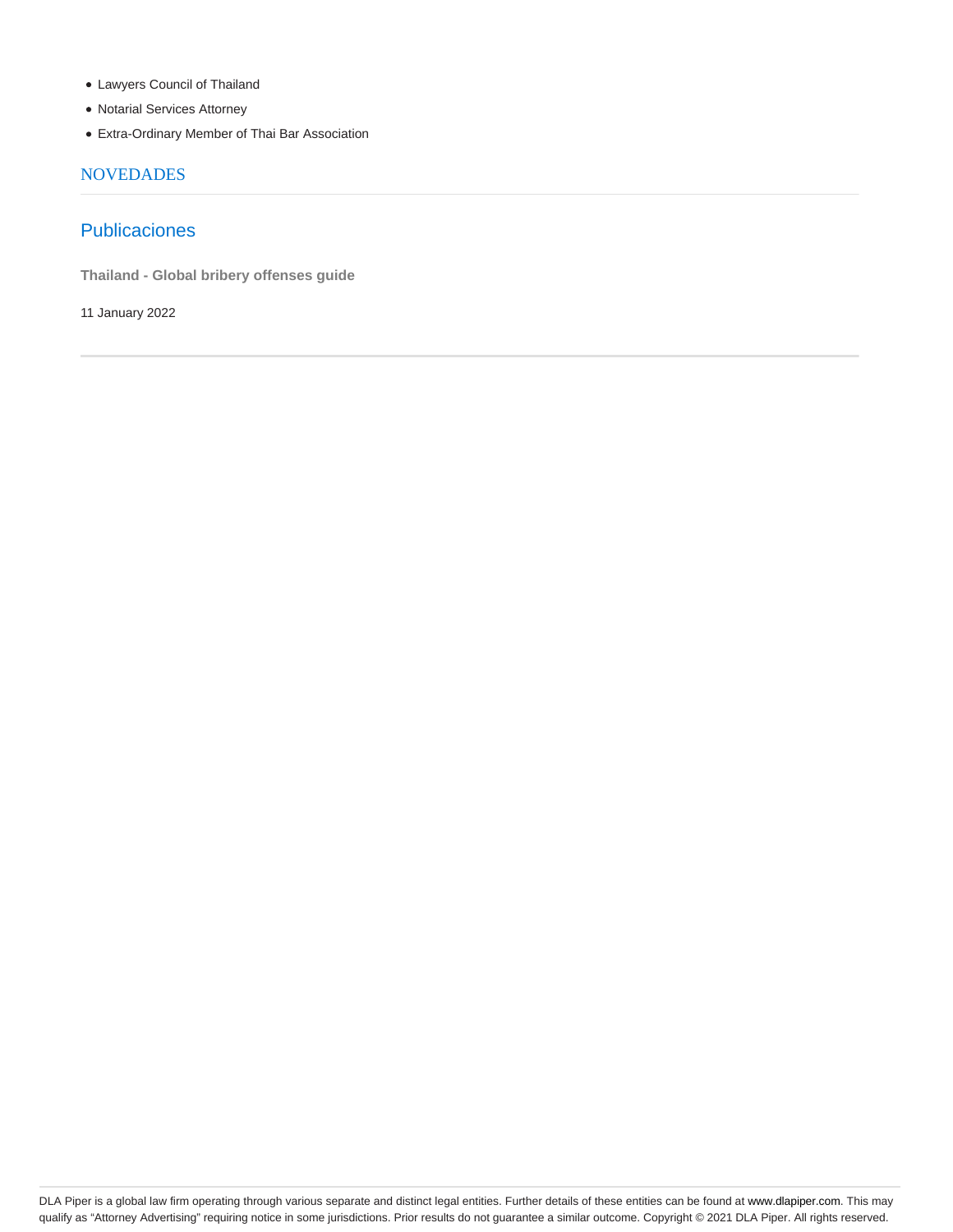- Lawyers Council of Thailand
- Notarial Services Attorney
- Extra-Ordinary Member of Thai Bar Association

## NOVEDADES

### Publicaciones

**Thailand - Global bribery offenses guide**

11 January 2022

DLA Piper is a global law firm operating through various separate and distinct legal entities. Further details of these entities can be found at www.dlapiper.com. This may qualify as "Attorney Advertising" requiring notice in some jurisdictions. Prior results do not guarantee a similar outcome. Copyright © 2021 DLA Piper. All rights reserved.